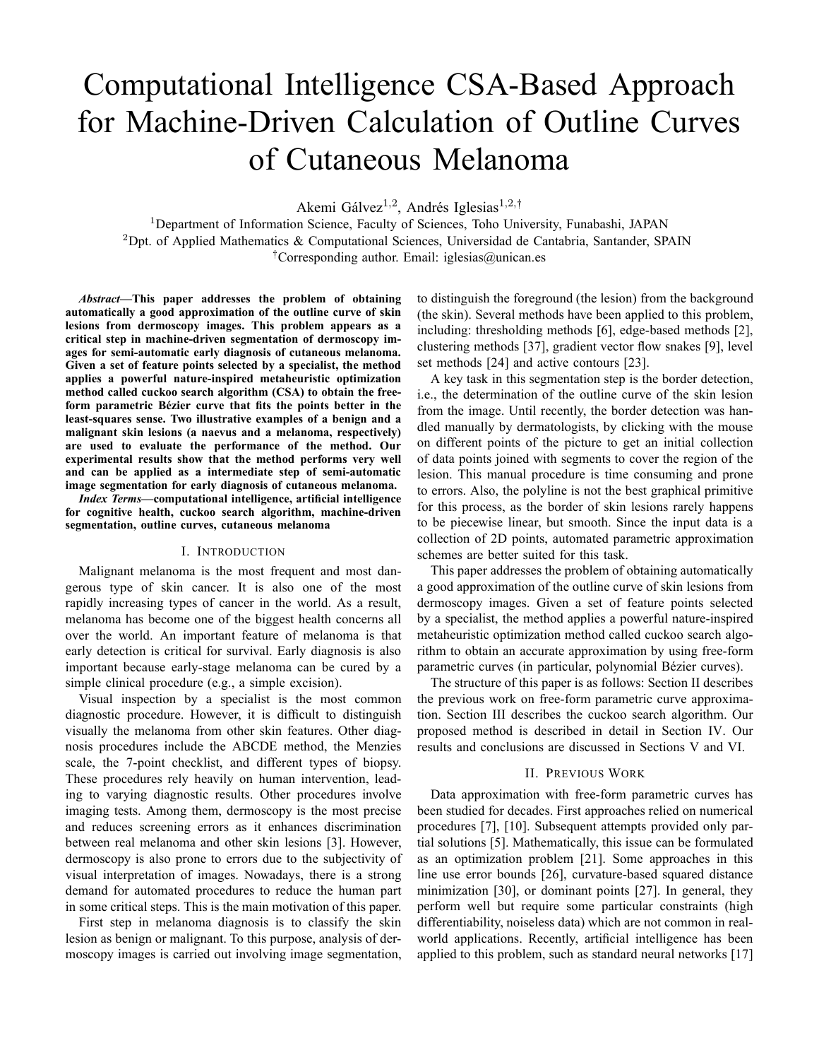# Computational Intelligence CSA-Based Approach for Machine-Driven Calculation of Outline Curves of Cutaneous Melanoma

Akemi Gálvez[1,2], Andrés Iglesias[1,2,†]

[1]Department of Information Science, Faculty of Sciences, Toho University, Funabashi, JAPAN

[2]Dpt. of Applied Mathematics & Computational Sciences, Universidad de Cantabria, Santander, SPAIN

[†]Corresponding author. Email: iglesias@unican.es

***Abstract*—This paper addresses the problem of obtaining automatically a good approximation of the outline curve of skin lesions from dermoscopy images. This problem appears as a critical step in machine-driven segmentation of dermoscopy images for semi-automatic early diagnosis of cutaneous melanoma. Given a set of feature points selected by a specialist, the method applies a powerful nature-inspired metaheuristic optimization method called cuckoo search algorithm (CSA) to obtain the free-form parametric Bézier curve that fits the points better in the least-squares sense. Two illustrative examples of a benign and a malignant skin lesions (a naevus and a melanoma, respectively) are used to evaluate the performance of the method. Our experimental results show that the method performs very well and can be applied as a intermediate step of semi-automatic image segmentation for early diagnosis of cutaneous melanoma.**

***Index Terms*—computational intelligence, artificial intelligence for cognitive health, cuckoo search algorithm, machine-driven segmentation, outline curves, cutaneous melanoma**

## I. Introduction

Malignant melanoma is the most frequent and most dangerous type of skin cancer. It is also one of the most rapidly increasing types of cancer in the world. As a result, melanoma has become one of the biggest health concerns all over the world. An important feature of melanoma is that early detection is critical for survival. Early diagnosis is also important because early-stage melanoma can be cured by a simple clinical procedure (e.g., a simple excision).

Visual inspection by a specialist is the most common diagnostic procedure. However, it is difficult to distinguish visually the melanoma from other skin features. Other diagnosis procedures include the ABCDE method, the Menzies scale, the 7-point checklist, and different types of biopsy. These procedures rely heavily on human intervention, leading to varying diagnostic results. Other procedures involve imaging tests. Among them, dermoscopy is the most precise and reduces screening errors as it enhances discrimination between real melanoma and other skin lesions [3]. However, dermoscopy is also prone to errors due to the subjectivity of visual interpretation of images. Nowadays, there is a strong demand for automated procedures to reduce the human part in some critical steps. This is the main motivation of this paper.

First step in melanoma diagnosis is to classify the skin lesion as benign or malignant. To this purpose, analysis of dermoscopy images is carried out involving image segmentation, to distinguish the foreground (the lesion) from the background (the skin). Several methods have been applied to this problem, including: thresholding methods [6], edge-based methods [2], clustering methods [37], gradient vector flow snakes [9], level set methods [24] and active contours [23].

A key task in this segmentation step is the border detection, i.e., the determination of the outline curve of the skin lesion from the image. Until recently, the border detection was handled manually by dermatologists, by clicking with the mouse on different points of the picture to get an initial collection of data points joined with segments to cover the region of the lesion. This manual procedure is time consuming and prone to errors. Also, the polyline is not the best graphical primitive for this process, as the border of skin lesions rarely happens to be piecewise linear, but smooth. Since the input data is a collection of 2D points, automated parametric approximation schemes are better suited for this task.

This paper addresses the problem of obtaining automatically a good approximation of the outline curve of skin lesions from dermoscopy images. Given a set of feature points selected by a specialist, the method applies a powerful nature-inspired metaheuristic optimization method called cuckoo search algorithm to obtain an accurate approximation by using free-form parametric curves (in particular, polynomial Bézier curves).

The structure of this paper is as follows: Section II describes the previous work on free-form parametric curve approximation. Section III describes the cuckoo search algorithm. Our proposed method is described in detail in Section IV. Our results and conclusions are discussed in Sections V and VI.

## II. Previous Work

Data approximation with free-form parametric curves has been studied for decades. First approaches relied on numerical procedures [7], [10]. Subsequent attempts provided only partial solutions [5]. Mathematically, this issue can be formulated as an optimization problem [21]. Some approaches in this line use error bounds [26], curvature-based squared distance minimization [30], or dominant points [27]. In general, they perform well but require some particular constraints (high differentiability, noiseless data) which are not common in real-world applications. Recently, artificial intelligence has been applied to this problem, such as standard neural networks [17]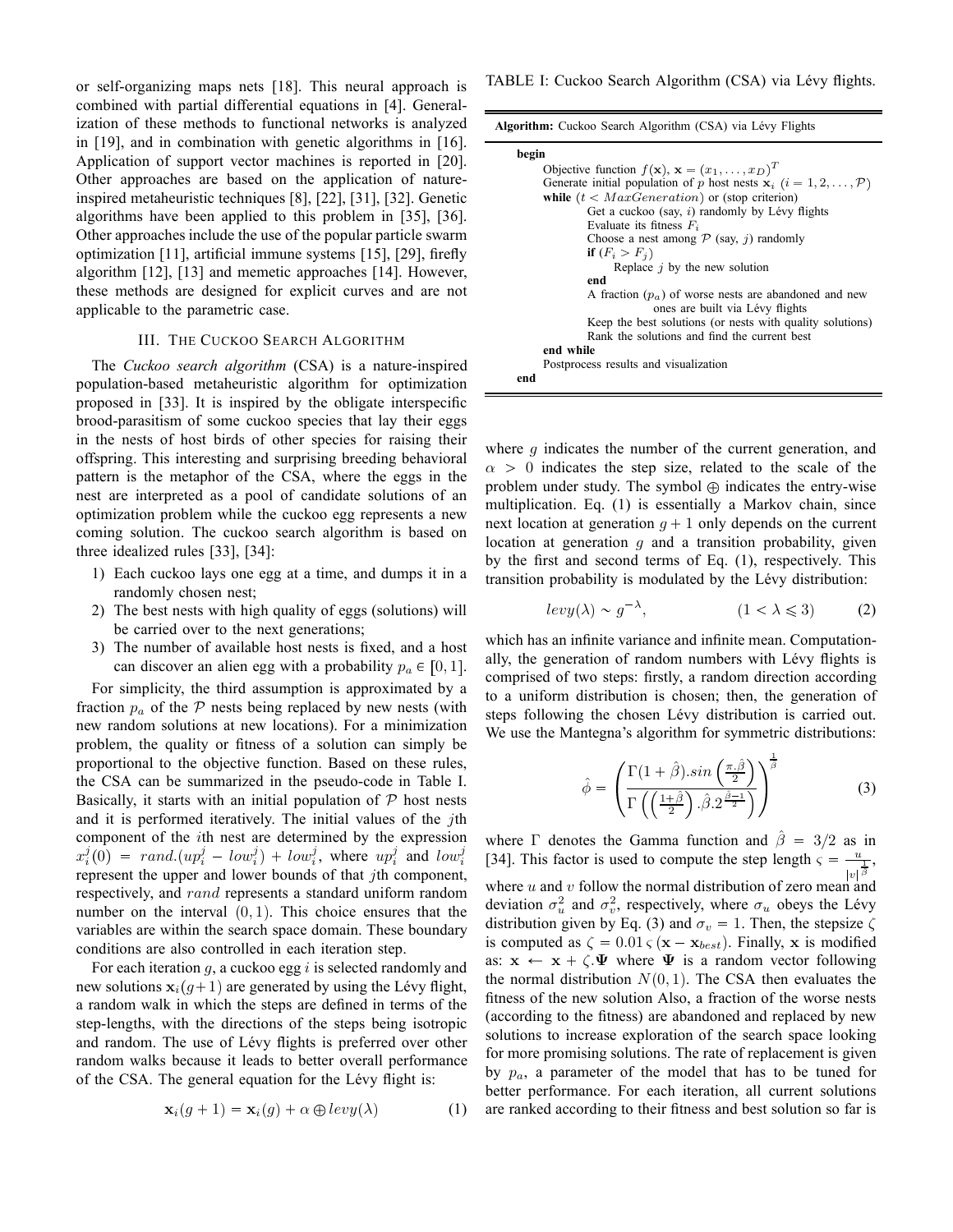or self-organizing maps nets [18]. This neural approach is combined with partial differential equations in [4]. Generalization of these methods to functional networks is analyzed in [19], and in combination with genetic algorithms in [16]. Application of support vector machines is reported in [20]. Other approaches are based on the application of nature-inspired metaheuristic techniques [8], [22], [31], [32]. Genetic algorithms have been applied to this problem in [35], [36]. Other approaches include the use of the popular particle swarm optimization [11], artificial immune systems [15], [29], firefly algorithm [12], [13] and memetic approaches [14]. However, these methods are designed for explicit curves and are not applicable to the parametric case.

## III. The Cuckoo Search Algorithm

The *Cuckoo search algorithm* (CSA) is a nature-inspired population-based metaheuristic algorithm for optimization proposed in [33]. It is inspired by the obligate interspecific brood-parasitism of some cuckoo species that lay their eggs in the nests of host birds of other species for raising their offspring. This interesting and surprising breeding behavioral pattern is the metaphor of the CSA, where the eggs in the nest are interpreted as a pool of candidate solutions of an optimization problem while the cuckoo egg represents a new coming solution. The cuckoo search algorithm is based on three idealized rules [33], [34]:

1) Each cuckoo lays one egg at a time, and dumps it in a randomly chosen nest;
2) The best nests with high quality of eggs (solutions) will be carried over to the next generations;
3) The number of available host nests is fixed, and a host can discover an alien egg with a probability $p_a \in [0, 1]$.

For simplicity, the third assumption is approximated by a fraction $p_a$ of the $\mathcal{P}$ nests being replaced by new nests (with new random solutions at new locations). For a minimization problem, the quality or fitness of a solution can simply be proportional to the objective function. Based on these rules, the CSA can be summarized in the pseudo-code in Table I. Basically, it starts with an initial population of $\mathcal{P}$ host nests and it is performed iteratively. The initial values of the $j$th component of the $i$th nest are determined by the expression $x_i^j(0) = rand.(up_i^j - low_i^j) + low_i^j$, where $up_i^j$ and $low_i^j$ represent the upper and lower bounds of that $j$th component, respectively, and $rand$ represents a standard uniform random number on the interval $(0, 1)$. This choice ensures that the variables are within the search space domain. These boundary conditions are also controlled in each iteration step.

For each iteration $g$, a cuckoo egg $i$ is selected randomly and new solutions $\mathbf{x}_i(g+1)$ are generated by using the Lévy flight, a random walk in which the steps are defined in terms of the step-lengths, with the directions of the steps being isotropic and random. The use of Lévy flights is preferred over other random walks because it leads to better overall performance of the CSA. The general equation for the Lévy flight is:

$$\mathbf{x}_i(g+1) = \mathbf{x}_i(g) + \alpha \oplus levy(\lambda) \tag{1}$$

TABLE I: Cuckoo Search Algorithm (CSA) via Lévy flights.

```
Algorithm: Cuckoo Search Algorithm (CSA) via Lévy Flights

begin
    Objective function f(x), x = (x_1, ..., x_D)^T
    Generate initial population of p host nests x_i (i = 1, 2, ..., P)
    while (t < MaxGeneration) or (stop criterion)
        Get a cuckoo (say, i) randomly by Lévy flights
        Evaluate its fitness F_i
        Choose a nest among P (say, j) randomly
        if (F_i > F_j)
            Replace j by the new solution
        end
        A fraction (p_a) of worse nests are abandoned and new
                ones are built via Lévy flights
        Keep the best solutions (or nests with quality solutions)
        Rank the solutions and find the current best
    end while
    Postprocess results and visualization
end
```

where $g$ indicates the number of the current generation, and $\alpha > 0$ indicates the step size, related to the scale of the problem under study. The symbol $\oplus$ indicates the entry-wise multiplication. Eq. (1) is essentially a Markov chain, since next location at generation $g+1$ only depends on the current location at generation $g$ and a transition probability, given by the first and second terms of Eq. (1), respectively. This transition probability is modulated by the Lévy distribution:

$$levy(\lambda) \sim g^{-\lambda}, \qquad (1 < \lambda \leqslant 3) \tag{2}$$

which has an infinite variance and infinite mean. Computationally, the generation of random numbers with Lévy flights is comprised of two steps: firstly, a random direction according to a uniform distribution is chosen; then, the generation of steps following the chosen Lévy distribution is carried out. We use the Mantegna's algorithm for symmetric distributions:

$$\hat{\phi} = \left( \frac{\Gamma(1+\hat{\beta}).sin\left(\frac{\pi.\hat{\beta}}{2}\right)}{\Gamma\left(\left(\frac{1+\hat{\beta}}{2}\right).\hat{\beta}.2^{\frac{\hat{\beta}-1}{2}}\right)} \right)^{\frac{1}{\hat{\beta}}} \tag{3}$$

where $\Gamma$ denotes the Gamma function and $\hat{\beta} = 3/2$ as in [34]. This factor is used to compute the step length $\varsigma = \frac{u}{|v|^{\frac{1}{\hat{\beta}}}}$, where $u$ and $v$ follow the normal distribution of zero mean and deviation $\sigma_u^2$ and $\sigma_v^2$, respectively, where $\sigma_u$ obeys the Lévy distribution given by Eq. (3) and $\sigma_v = 1$. Then, the stepsize $\zeta$ is computed as $\zeta = 0.01\,\varsigma\,(\mathbf{x} - \mathbf{x}_{best})$. Finally, $\mathbf{x}$ is modified as: $\mathbf{x} \leftarrow \mathbf{x} + \zeta.\mathbf{\Psi}$ where $\mathbf{\Psi}$ is a random vector following the normal distribution $N(0, 1)$. The CSA then evaluates the fitness of the new solution Also, a fraction of the worse nests (according to the fitness) are abandoned and replaced by new solutions to increase exploration of the search space looking for more promising solutions. The rate of replacement is given by $p_a$, a parameter of the model that has to be tuned for better performance. For each iteration, all current solutions are ranked according to their fitness and best solution so far is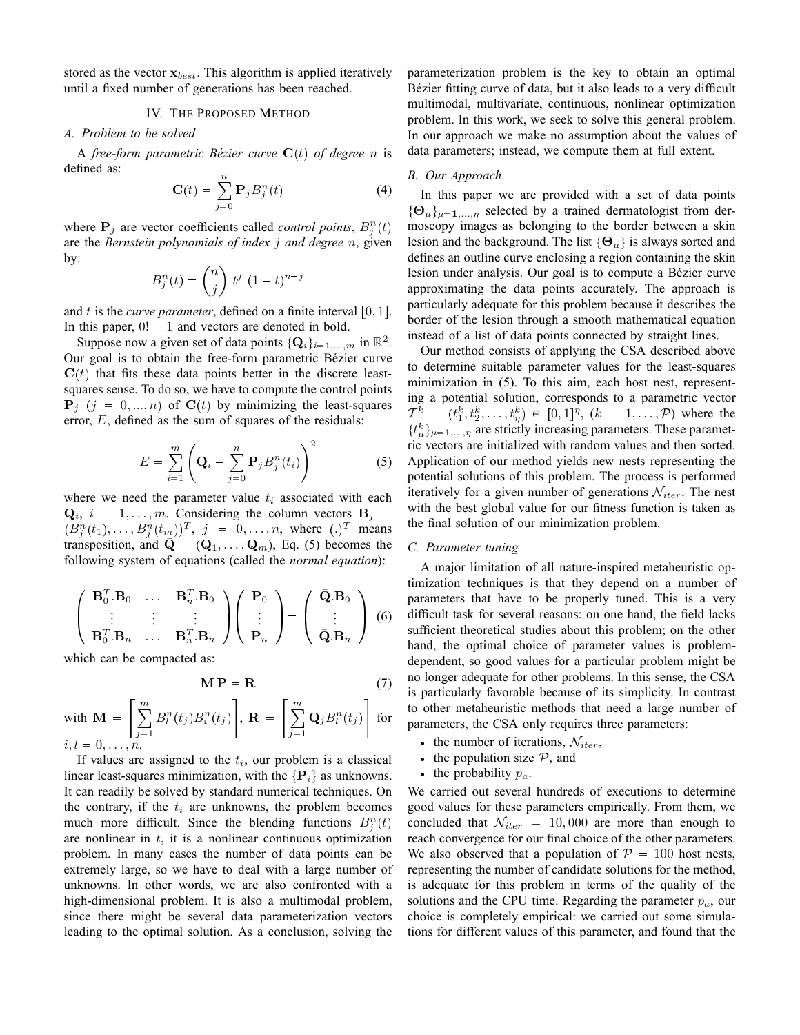stored as the vector $\mathbf{x}_{best}$. This algorithm is applied iteratively until a fixed number of generations has been reached.

## IV. The Proposed Method

### A. Problem to be solved

A *free-form parametric Bézier curve* $\mathbf{C}(t)$ *of degree* $n$ is defined as:

$$\mathbf{C}(t) = \sum_{j=0}^{n} \mathbf{P}_j B_j^n(t) \tag{4}$$

where $\mathbf{P}_j$ are vector coefficients called *control points*, $B_j^n(t)$ are the *Bernstein polynomials of index* $j$ *and degree* $n$, given by:

$$B_j^n(t) = \binom{n}{j} t^j \, (1-t)^{n-j}$$

and $t$ is the *curve parameter*, defined on a finite interval $[0, 1]$. In this paper, $0! = 1$ and vectors are denoted in bold.

Suppose now a given set of data points $\{\mathbf{Q}_i\}_{i=1,\dots,m}$ in $\mathbb{R}^2$. Our goal is to obtain the free-form parametric Bézier curve $\mathbf{C}(t)$ that fits these data points better in the discrete least-squares sense. To do so, we have to compute the control points $\mathbf{P}_j$ $(j = 0, \dots, n)$ of $\mathbf{C}(t)$ by minimizing the least-squares error, $E$, defined as the sum of squares of the residuals:

$$E = \sum_{i=1}^{m} \left( \mathbf{Q}_i - \sum_{j=0}^{n} \mathbf{P}_j B_j^n(t_i) \right)^2 \tag{5}$$

where we need the parameter value $t_i$ associated with each $\mathbf{Q}_i$, $i = 1, \dots, m$. Considering the column vectors $\mathbf{B}_j = (B_j^n(t_1), \dots, B_j^n(t_m))^T$, $j = 0, \dots, n$, where $(.)^T$ means transposition, and $\bar{\mathbf{Q}} = (\mathbf{Q}_1, \dots, \mathbf{Q}_m)$, Eq. (5) becomes the following system of equations (called the *normal equation*):

$$\begin{pmatrix} \mathbf{B}_0^T.\mathbf{B}_0 & \dots & \mathbf{B}_n^T.\mathbf{B}_0 \\ \vdots & \vdots & \vdots \\ \mathbf{B}_0^T.\mathbf{B}_n & \dots & \mathbf{B}_n^T.\mathbf{B}_n \end{pmatrix} \begin{pmatrix} \mathbf{P}_0 \\ \vdots \\ \mathbf{P}_n \end{pmatrix} = \begin{pmatrix} \bar{\mathbf{Q}}.\mathbf{B}_0 \\ \vdots \\ \bar{\mathbf{Q}}.\mathbf{B}_n \end{pmatrix} \tag{6}$$

which can be compacted as:

$$\mathbf{M}\,\mathbf{P} = \mathbf{R} \tag{7}$$

with $\mathbf{M} = \left[ \sum_{j=1}^{m} B_l^n(t_j) B_i^n(t_j) \right]$, $\mathbf{R} = \left[ \sum_{j=1}^{m} \mathbf{Q}_j B_l^n(t_j) \right]$ for $i, l = 0, \dots, n$.

If values are assigned to the $t_i$, our problem is a classical linear least-squares minimization, with the $\{\mathbf{P}_i\}$ as unknowns. It can readily be solved by standard numerical techniques. On the contrary, if the $t_i$ are unknowns, the problem becomes much more difficult. Since the blending functions $B_j^n(t)$ are nonlinear in $t$, it is a nonlinear continuous optimization problem. In many cases the number of data points can be extremely large, so we have to deal with a large number of unknowns. In other words, we are also confronted with a high-dimensional problem. It is also a multimodal problem, since there might be several data parameterization vectors leading to the optimal solution. As a conclusion, solving the parameterization problem is the key to obtain an optimal Bézier fitting curve of data, but it also leads to a very difficult multimodal, multivariate, continuous, nonlinear optimization problem. In this work, we seek to solve this general problem. In our approach we make no assumption about the values of data parameters; instead, we compute them at full extent.

### B. Our Approach

In this paper we are provided with a set of data points $\{\mathbf{\Theta}_\mu\}_{\mu=1,\dots,\eta}$ selected by a trained dermatologist from dermoscopy images as belonging to the border between a skin lesion and the background. The list $\{\mathbf{\Theta}_\mu\}$ is always sorted and defines an outline curve enclosing a region containing the skin lesion under analysis. Our goal is to compute a Bézier curve approximating the data points accurately. The approach is particularly adequate for this problem because it describes the border of the lesion through a smooth mathematical equation instead of a list of data points connected by straight lines.

Our method consists of applying the CSA described above to determine suitable parameter values for the least-squares minimization in (5). To this aim, each host nest, representing a potential solution, corresponds to a parametric vector $\mathcal{T}^k = (t_1^k, t_2^k, \dots, t_\eta^k) \in [0,1]^\eta$, $(k = 1, \dots, \mathcal{P})$ where the $\{t_\mu^k\}_{\mu=1,\dots,\eta}$ are strictly increasing parameters. These parametric vectors are initialized with random values and then sorted. Application of our method yields new nests representing the potential solutions of this problem. The process is performed iteratively for a given number of generations $\mathcal{N}_{iter}$. The nest with the best global value for our fitness function is taken as the final solution of our minimization problem.

### C. Parameter tuning

A major limitation of all nature-inspired metaheuristic optimization techniques is that they depend on a number of parameters that have to be properly tuned. This is a very difficult task for several reasons: on one hand, the field lacks sufficient theoretical studies about this problem; on the other hand, the optimal choice of parameter values is problem-dependent, so good values for a particular problem might be no longer adequate for other problems. In this sense, the CSA is particularly favorable because of its simplicity. In contrast to other metaheuristic methods that need a large number of parameters, the CSA only requires three parameters:

- the number of iterations, $\mathcal{N}_{iter}$,
- the population size $\mathcal{P}$, and
- the probability $p_a$.

We carried out several hundreds of executions to determine good values for these parameters empirically. From them, we concluded that $\mathcal{N}_{iter} = 10,000$ are more than enough to reach convergence for our final choice of the other parameters. We also observed that a population of $\mathcal{P} = 100$ host nests, representing the number of candidate solutions for the method, is adequate for this problem in terms of the quality of the solutions and the CPU time. Regarding the parameter $p_a$, our choice is completely empirical: we carried out some simulations for different values of this parameter, and found that the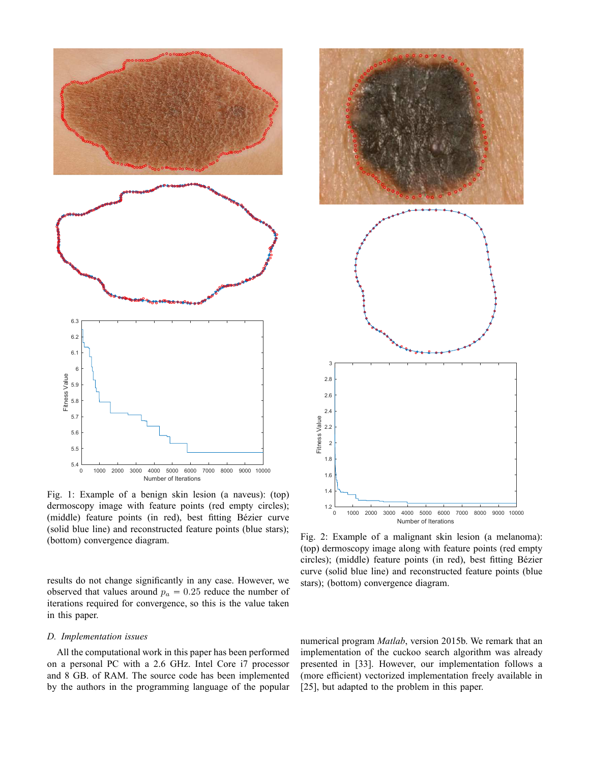Fig. 1: Example of a benign skin lesion (a naveus): (top) dermoscopy image with feature points (red empty circles); (middle) feature points (in red), best fitting Bézier curve (solid blue line) and reconstructed feature points (blue stars); (bottom) convergence diagram.

Fig. 2: Example of a malignant skin lesion (a melanoma): (top) dermoscopy image along with feature points (red empty circles); (middle) feature points (in red), best fitting Bézier curve (solid blue line) and reconstructed feature points (blue stars); (bottom) convergence diagram.

results do not change significantly in any case. However, we observed that values around $p_a = 0.25$ reduce the number of iterations required for convergence, so this is the value taken in this paper.

### *D. Implementation issues*

All the computational work in this paper has been performed on a personal PC with a 2.6 GHz. Intel Core i7 processor and 8 GB. of RAM. The source code has been implemented by the authors in the programming language of the popular numerical program *Matlab*, version 2015b. We remark that an implementation of the cuckoo search algorithm was already presented in [33]. However, our implementation follows a (more efficient) vectorized implementation freely available in [25], but adapted to the problem in this paper.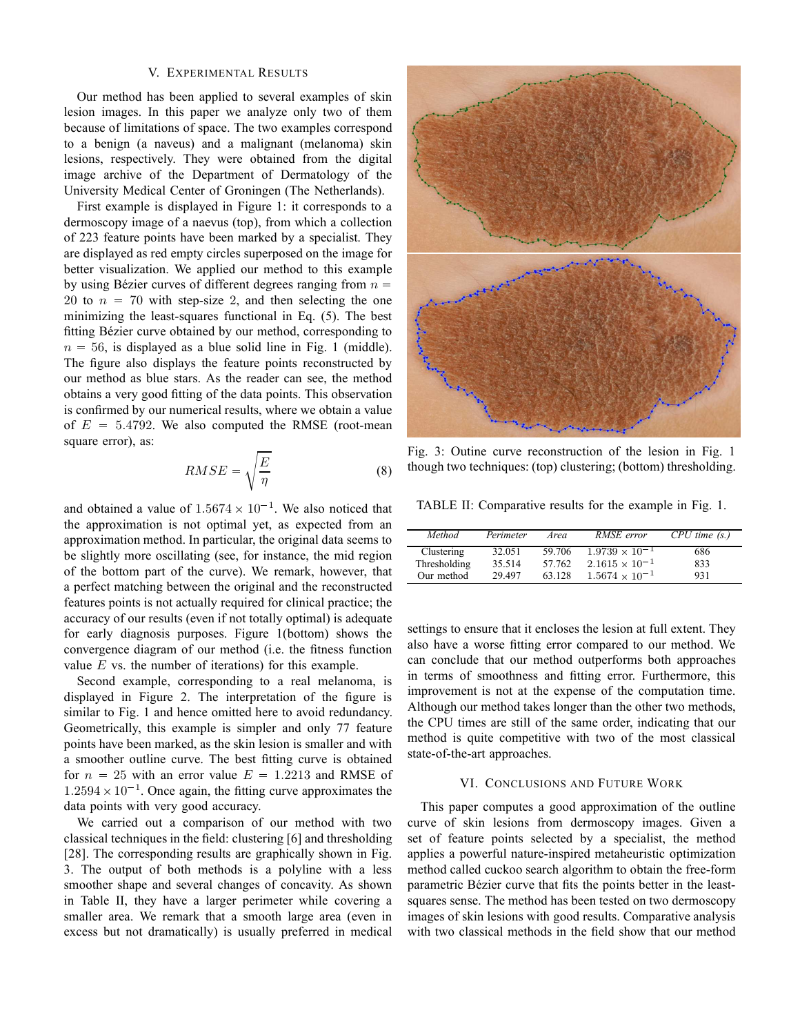## V. EXPERIMENTAL RESULTS

Our method has been applied to several examples of skin lesion images. In this paper we analyze only two of them because of limitations of space. The two examples correspond to a benign (a naveus) and a malignant (melanoma) skin lesions, respectively. They were obtained from the digital image archive of the Department of Dermatology of the University Medical Center of Groningen (The Netherlands).

First example is displayed in Figure 1: it corresponds to a dermoscopy image of a naevus (top), from which a collection of 223 feature points have been marked by a specialist. They are displayed as red empty circles superposed on the image for better visualization. We applied our method to this example by using Bézier curves of different degrees ranging from $n = 20$ to $n = 70$ with step-size 2, and then selecting the one minimizing the least-squares functional in Eq. (5). The best fitting Bézier curve obtained by our method, corresponding to $n = 56$, is displayed as a blue solid line in Fig. 1 (middle). The figure also displays the feature points reconstructed by our method as blue stars. As the reader can see, the method obtains a very good fitting of the data points. This observation is confirmed by our numerical results, where we obtain a value of $E = 5.4792$. We also computed the RMSE (root-mean square error), as:

$$RMSE = \sqrt{\frac{E}{\eta}} \tag{8}$$

and obtained a value of $1.5674 \times 10^{-1}$. We also noticed that the approximation is not optimal yet, as expected from an approximation method. In particular, the original data seems to be slightly more oscillating (see, for instance, the mid region of the bottom part of the curve). We remark, however, that a perfect matching between the original and the reconstructed features points is not actually required for clinical practice; the accuracy of our results (even if not totally optimal) is adequate for early diagnosis purposes. Figure 1(bottom) shows the convergence diagram of our method (i.e. the fitness function value $E$ vs. the number of iterations) for this example.

Second example, corresponding to a real melanoma, is displayed in Figure 2. The interpretation of the figure is similar to Fig. 1 and hence omitted here to avoid redundancy. Geometrically, this example is simpler and only 77 feature points have been marked, as the skin lesion is smaller and with a smoother outline curve. The best fitting curve is obtained for $n = 25$ with an error value $E = 1.2213$ and RMSE of $1.2594 \times 10^{-1}$. Once again, the fitting curve approximates the data points with very good accuracy.

We carried out a comparison of our method with two classical techniques in the field: clustering [6] and thresholding [28]. The corresponding results are graphically shown in Fig. 3. The output of both methods is a polyline with a less smoother shape and several changes of concavity. As shown in Table II, they have a larger perimeter while covering a smaller area. We remark that a smooth large area (even in excess but not dramatically) is usually preferred in medical settings to ensure that it encloses the lesion at full extent. They also have a worse fitting error compared to our method. We can conclude that our method outperforms both approaches in terms of smoothness and fitting error. Furthermore, this improvement is not at the expense of the computation time. Although our method takes longer than the other two methods, the CPU times are still of the same order, indicating that our method is quite competitive with two of the most classical state-of-the-art approaches.

Fig. 3: Outine curve reconstruction of the lesion in Fig. 1 though two techniques: (top) clustering; (bottom) thresholding.

TABLE II: Comparative results for the example in Fig. 1.

| *Method* | *Perimeter* | *Area* | *RMSE error* | *CPU time (s.)* |
|---|---|---|---|---|
| Clustering | 32.051 | 59.706 | $1.9739 \times 10^{-1}$ | 686 |
| Thresholding | 35.514 | 57.762 | $2.1615 \times 10^{-1}$ | 833 |
| Our method | 29.497 | 63.128 | $1.5674 \times 10^{-1}$ | 931 |

## VI. CONCLUSIONS AND FUTURE WORK

This paper computes a good approximation of the outline curve of skin lesions from dermoscopy images. Given a set of feature points selected by a specialist, the method applies a powerful nature-inspired metaheuristic optimization method called cuckoo search algorithm to obtain the free-form parametric Bézier curve that fits the points better in the least-squares sense. The method has been tested on two dermoscopy images of skin lesions with good results. Comparative analysis with two classical methods in the field show that our method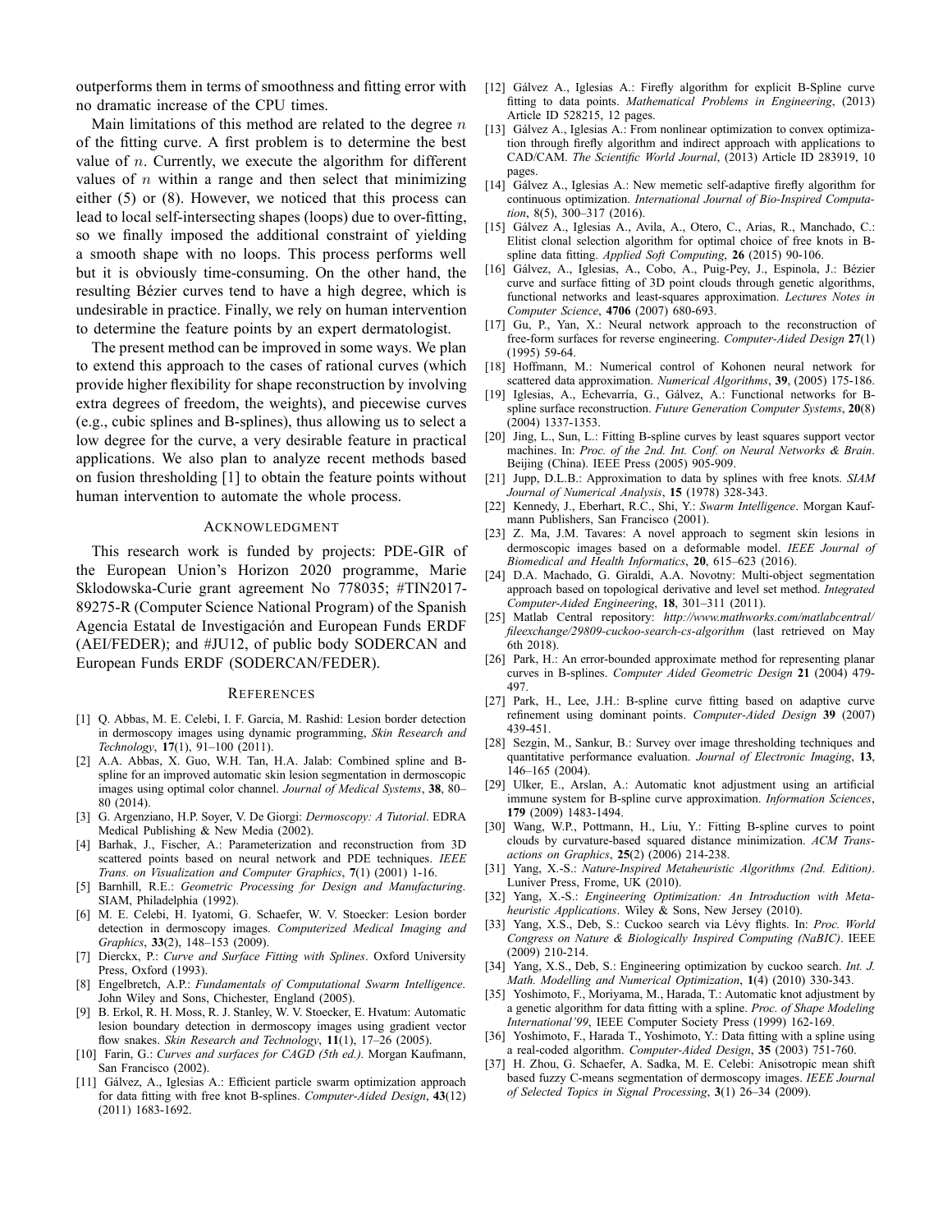outperforms them in terms of smoothness and fitting error with no dramatic increase of the CPU times.

Main limitations of this method are related to the degree $n$ of the fitting curve. A first problem is to determine the best value of $n$. Currently, we execute the algorithm for different values of $n$ within a range and then select that minimizing either (5) or (8). However, we noticed that this process can lead to local self-intersecting shapes (loops) due to over-fitting, so we finally imposed the additional constraint of yielding a smooth shape with no loops. This process performs well but it is obviously time-consuming. On the other hand, the resulting Bézier curves tend to have a high degree, which is undesirable in practice. Finally, we rely on human intervention to determine the feature points by an expert dermatologist.

The present method can be improved in some ways. We plan to extend this approach to the cases of rational curves (which provide higher flexibility for shape reconstruction by involving extra degrees of freedom, the weights), and piecewise curves (e.g., cubic splines and B-splines), thus allowing us to select a low degree for the curve, a very desirable feature in practical applications. We also plan to analyze recent methods based on fusion thresholding [1] to obtain the feature points without human intervention to automate the whole process.

## Acknowledgment

This research work is funded by projects: PDE-GIR of the European Union's Horizon 2020 programme, Marie Sklodowska-Curie grant agreement No 778035; #TIN2017-89275-R (Computer Science National Program) of the Spanish Agencia Estatal de Investigación and European Funds ERDF (AEI/FEDER); and #JU12, of public body SODERCAN and European Funds ERDF (SODERCAN/FEDER).

## References

[1] Q. Abbas, M. E. Celebi, I. F. Garcia, M. Rashid: Lesion border detection in dermoscopy images using dynamic programming, *Skin Research and Technology*, **17**(1), 91–100 (2011).

[2] A.A. Abbas, X. Guo, W.H. Tan, H.A. Jalab: Combined spline and B-spline for an improved automatic skin lesion segmentation in dermoscopic images using optimal color channel. *Journal of Medical Systems*, **38**, 80–80 (2014).

[3] G. Argenziano, H.P. Soyer, V. De Giorgi: *Dermoscopy: A Tutorial*. EDRA Medical Publishing & New Media (2002).

[4] Barhak, J., Fischer, A.: Parameterization and reconstruction from 3D scattered points based on neural network and PDE techniques. *IEEE Trans. on Visualization and Computer Graphics*, **7**(1) (2001) 1-16.

[5] Barnhill, R.E.: *Geometric Processing for Design and Manufacturing*. SIAM, Philadelphia (1992).

[6] M. E. Celebi, H. Iyatomi, G. Schaefer, W. V. Stoecker: Lesion border detection in dermoscopy images. *Computerized Medical Imaging and Graphics*, **33**(2), 148–153 (2009).

[7] Dierckx, P.: *Curve and Surface Fitting with Splines*. Oxford University Press, Oxford (1993).

[8] Engelbretch, A.P.: *Fundamentals of Computational Swarm Intelligence*. John Wiley and Sons, Chichester, England (2005).

[9] B. Erkol, R. H. Moss, R. J. Stanley, W. V. Stoecker, E. Hvatum: Automatic lesion boundary detection in dermoscopy images using gradient vector flow snakes. *Skin Research and Technology*, **11**(1), 17–26 (2005).

[10] Farin, G.: *Curves and surfaces for CAGD (5th ed.)*. Morgan Kaufmann, San Francisco (2002).

[11] Gálvez, A., Iglesias A.: Efficient particle swarm optimization approach for data fitting with free knot B-splines. *Computer-Aided Design*, **43**(12) (2011) 1683-1692.

[12] Gálvez A., Iglesias A.: Firefly algorithm for explicit B-Spline curve fitting to data points. *Mathematical Problems in Engineering*, (2013) Article ID 528215, 12 pages.

[13] Gálvez A., Iglesias A.: From nonlinear optimization to convex optimization through firefly algorithm and indirect approach with applications to CAD/CAM. *The Scientific World Journal*, (2013) Article ID 283919, 10 pages.

[14] Gálvez A., Iglesias A.: New memetic self-adaptive firefly algorithm for continuous optimization. *International Journal of Bio-Inspired Computation*, 8(5), 300–317 (2016).

[15] Gálvez A., Iglesias A., Avila, A., Otero, C., Arias, R., Manchado, C.: Elitist clonal selection algorithm for optimal choice of free knots in B-spline data fitting. *Applied Soft Computing*, **26** (2015) 90-106.

[16] Gálvez, A., Iglesias, A., Cobo, A., Puig-Pey, J., Espinola, J.: Bézier curve and surface fitting of 3D point clouds through genetic algorithms, functional networks and least-squares approximation. *Lectures Notes in Computer Science*, **4706** (2007) 680-693.

[17] Gu, P., Yan, X.: Neural network approach to the reconstruction of free-form surfaces for reverse engineering. *Computer-Aided Design* **27**(1) (1995) 59-64.

[18] Hoffmann, M.: Numerical control of Kohonen neural network for scattered data approximation. *Numerical Algorithms*, **39**, (2005) 175-186.

[19] Iglesias, A., Echevarría, G., Gálvez, A.: Functional networks for B-spline surface reconstruction. *Future Generation Computer Systems*, **20**(8) (2004) 1337-1353.

[20] Jing, L., Sun, L.: Fitting B-spline curves by least squares support vector machines. In: *Proc. of the 2nd. Int. Conf. on Neural Networks & Brain*. Beijing (China). IEEE Press (2005) 905-909.

[21] Jupp, D.L.B.: Approximation to data by splines with free knots. *SIAM Journal of Numerical Analysis*, **15** (1978) 328-343.

[22] Kennedy, J., Eberhart, R.C., Shi, Y.: *Swarm Intelligence*. Morgan Kaufmann Publishers, San Francisco (2001).

[23] Z. Ma, J.M. Tavares: A novel approach to segment skin lesions in dermoscopic images based on a deformable model. *IEEE Journal of Biomedical and Health Informatics*, **20**, 615–623 (2016).

[24] D.A. Machado, G. Giraldi, A.A. Novotny: Multi-object segmentation approach based on topological derivative and level set method. *Integrated Computer-Aided Engineering*, **18**, 301–311 (2011).

[25] Matlab Central repository: *http://www.mathworks.com/matlabcentral/fileexchange/29809-cuckoo-search-cs-algorithm* (last retrieved on May 6th 2018).

[26] Park, H.: An error-bounded approximate method for representing planar curves in B-splines. *Computer Aided Geometric Design* **21** (2004) 479-497.

[27] Park, H., Lee, J.H.: B-spline curve fitting based on adaptive curve refinement using dominant points. *Computer-Aided Design* **39** (2007) 439-451.

[28] Sezgin, M., Sankur, B.: Survey over image thresholding techniques and quantitative performance evaluation. *Journal of Electronic Imaging*, **13**, 146–165 (2004).

[29] Ulker, E., Arslan, A.: Automatic knot adjustment using an artificial immune system for B-spline curve approximation. *Information Sciences*, **179** (2009) 1483-1494.

[30] Wang, W.P., Pottmann, H., Liu, Y.: Fitting B-spline curves to point clouds by curvature-based squared distance minimization. *ACM Transactions on Graphics*, **25**(2) (2006) 214-238.

[31] Yang, X.-S.: *Nature-Inspired Metaheuristic Algorithms (2nd. Edition)*. Luniver Press, Frome, UK (2010).

[32] Yang, X.-S.: *Engineering Optimization: An Introduction with Metaheuristic Applications*. Wiley & Sons, New Jersey (2010).

[33] Yang, X.S., Deb, S.: Cuckoo search via Lévy flights. In: *Proc. World Congress on Nature & Biologically Inspired Computing (NaBIC)*. IEEE (2009) 210-214.

[34] Yang, X.S., Deb, S.: Engineering optimization by cuckoo search. *Int. J. Math. Modelling and Numerical Optimization*, **1**(4) (2010) 330-343.

[35] Yoshimoto, F., Moriyama, M., Harada, T.: Automatic knot adjustment by a genetic algorithm for data fitting with a spline. *Proc. of Shape Modeling International'99*, IEEE Computer Society Press (1999) 162-169.

[36] Yoshimoto, F., Harada T., Yoshimoto, Y.: Data fitting with a spline using a real-coded algorithm. *Computer-Aided Design*, **35** (2003) 751-760.

[37] H. Zhou, G. Schaefer, A. Sadka, M. E. Celebi: Anisotropic mean shift based fuzzy C-means segmentation of dermoscopy images. *IEEE Journal of Selected Topics in Signal Processing*, **3**(1) 26–34 (2009).